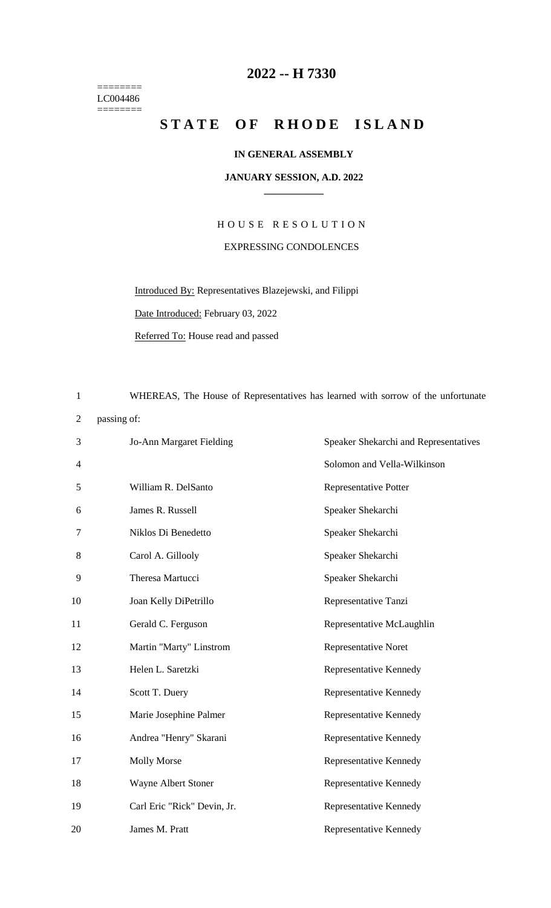========
LC004486
========

# 2022 -- H 7330

# STATE OF RHODE ISLAND

**IN GENERAL ASSEMBLY**

**JANUARY SESSION, A.D. 2022**

## HOUSE RESOLUTION

EXPRESSING CONDOLENCES

Introduced By: Representatives Blazejewski, and Filippi

Date Introduced: February 03, 2022

Referred To: House read and passed

1 WHEREAS, The House of Representatives has learned with sorrow of the unfortunate
2 passing of:

| | | |
|---|---|---|
| 3 | Jo-Ann Margaret Fielding | Speaker Shekarchi and Representatives |
| 4 | | Solomon and Vella-Wilkinson |
| 5 | William R. DelSanto | Representative Potter |
| 6 | James R. Russell | Speaker Shekarchi |
| 7 | Niklos Di Benedetto | Speaker Shekarchi |
| 8 | Carol A. Gillooly | Speaker Shekarchi |
| 9 | Theresa Martucci | Speaker Shekarchi |
| 10 | Joan Kelly DiPetrillo | Representative Tanzi |
| 11 | Gerald C. Ferguson | Representative McLaughlin |
| 12 | Martin "Marty" Linstrom | Representative Noret |
| 13 | Helen L. Saretzki | Representative Kennedy |
| 14 | Scott T. Duery | Representative Kennedy |
| 15 | Marie Josephine Palmer | Representative Kennedy |
| 16 | Andrea "Henry" Skarani | Representative Kennedy |
| 17 | Molly Morse | Representative Kennedy |
| 18 | Wayne Albert Stoner | Representative Kennedy |
| 19 | Carl Eric "Rick" Devin, Jr. | Representative Kennedy |
| 20 | James M. Pratt | Representative Kennedy |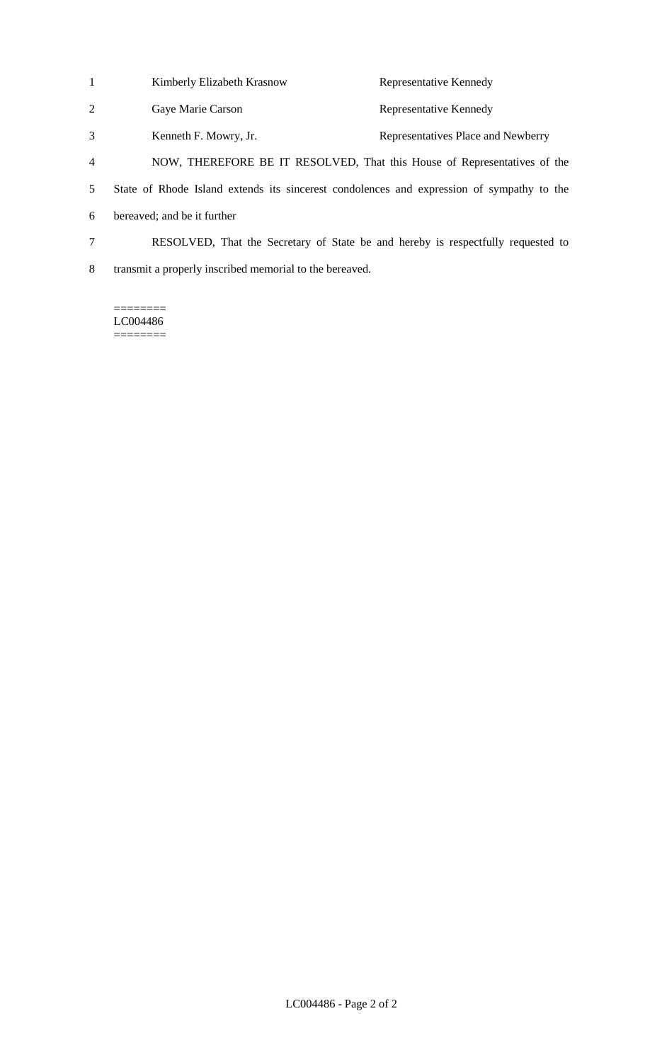| | |
|---|---|
| Kimberly Elizabeth Krasnow | Representative Kennedy |
| Gaye Marie Carson | Representative Kennedy |
| Kenneth F. Mowry, Jr. | Representatives Place and Newberry |

NOW, THEREFORE BE IT RESOLVED, That this House of Representatives of the State of Rhode Island extends its sincerest condolences and expression of sympathy to the bereaved; and be it further

RESOLVED, That the Secretary of State be and hereby is respectfully requested to transmit a properly inscribed memorial to the bereaved.

========
LC004486
========